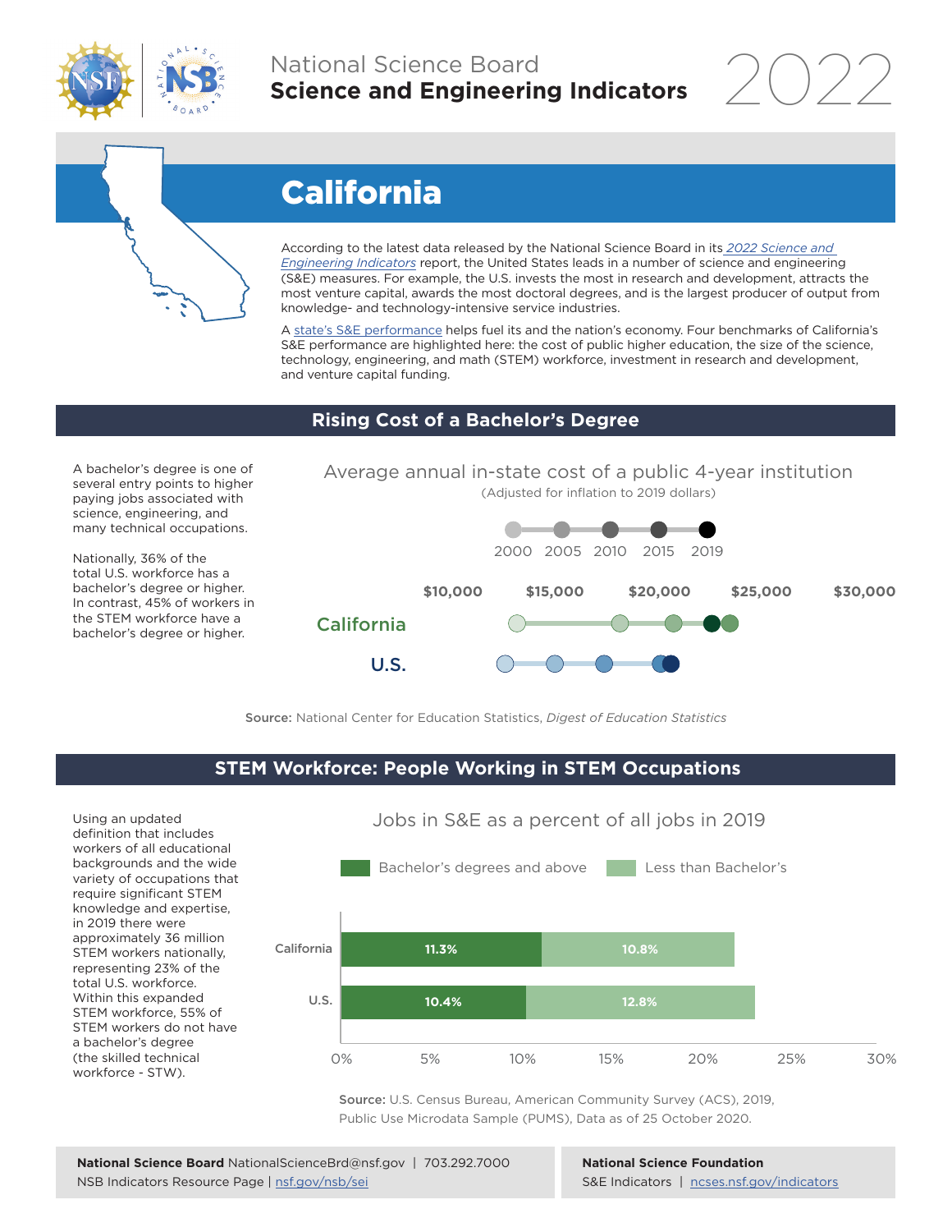National Science Board
**Science and Engineering Indicators** 2022

# California

According to the latest data released by the National Science Board in its *2022 Science and Engineering Indicators* report, the United States leads in a number of science and engineering (S&E) measures. For example, the U.S. invests the most in research and development, attracts the most venture capital, awards the most doctoral degrees, and is the largest producer of output from knowledge- and technology-intensive service industries.

A state's S&E performance helps fuel its and the nation's economy. Four benchmarks of California's S&E performance are highlighted here: the cost of public higher education, the size of the science, technology, engineering, and math (STEM) workforce, investment in research and development, and venture capital funding.

## Rising Cost of a Bachelor's Degree

A bachelor's degree is one of several entry points to higher paying jobs associated with science, engineering, and many technical occupations.

Nationally, 36% of the total U.S. workforce has a bachelor's degree or higher. In contrast, 45% of workers in the STEM workforce have a bachelor's degree or higher.

Average annual in-state cost of a public 4-year institution
(Adjusted for inflation to 2019 dollars)

2000 2005 2010 2015 2019

$10,000 $15,000 $20,000 $25,000 $30,000

California

U.S.

**Source:** National Center for Education Statistics, *Digest of Education Statistics*

## STEM Workforce: People Working in STEM Occupations

Using an updated definition that includes workers of all educational backgrounds and the wide variety of occupations that require significant STEM knowledge and expertise, in 2019 there were approximately 36 million STEM workers nationally, representing 23% of the total U.S. workforce. Within this expanded STEM workforce, 55% of STEM workers do not have a bachelor's degree (the skilled technical workforce - STW).

Jobs in S&E as a percent of all jobs in 2019

| | Bachelor's degrees and above | Less than Bachelor's |
|---|---|---|
| California | 11.3% | 10.8% |
| U.S. | 10.4% | 12.8% |

**Source:** U.S. Census Bureau, American Community Survey (ACS), 2019, Public Use Microdata Sample (PUMS), Data as of 25 October 2020.

**National Science Board** NationalScienceBrd@nsf.gov | 703.292.7000
NSB Indicators Resource Page | nsf.gov/nsb/sei

**National Science Foundation**
S&E Indicators | ncses.nsf.gov/indicators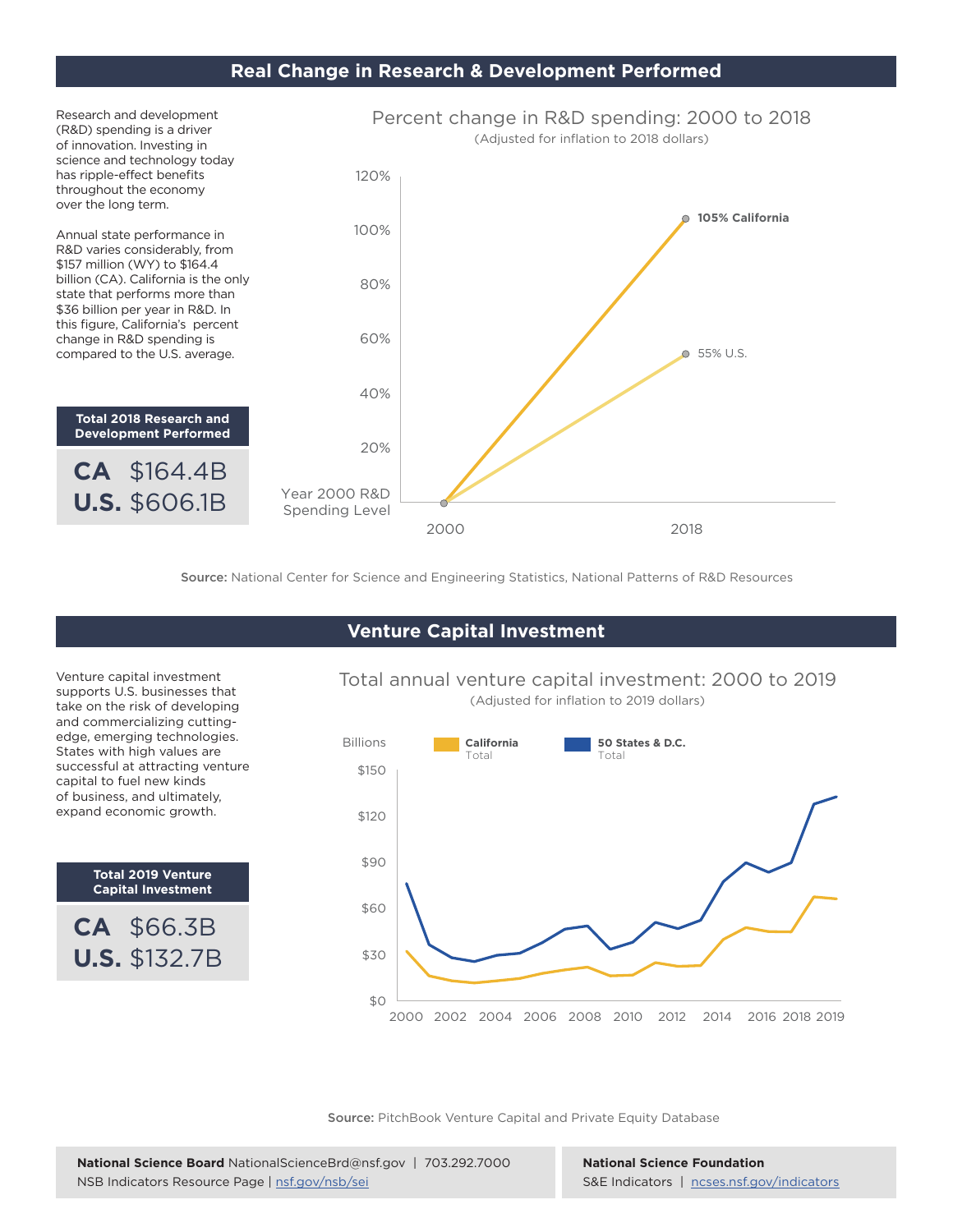## Real Change in Research & Development Performed

Research and development (R&D) spending is a driver of innovation. Investing in science and technology today has ripple-effect benefits throughout the economy over the long term.

Annual state performance in R&D varies considerably, from $157 million (WY) to $164.4 billion (CA). California is the only state that performs more than $36 billion per year in R&D. In this figure, California's percent change in R&D spending is compared to the U.S. average.

**Total 2018 Research and Development Performed**

**CA** $164.4B
**U.S.** $606.1B

Percent change in R&D spending: 2000 to 2018
(Adjusted for inflation to 2018 dollars)

120%
100%
80%
60%
40%
20%
Year 2000 R&D Spending Level

2000
2018

**105% California**
55% U.S.

**Source:** National Center for Science and Engineering Statistics, National Patterns of R&D Resources

## Venture Capital Investment

Venture capital investment supports U.S. businesses that take on the risk of developing and commercializing cutting-edge, emerging technologies. States with high values are successful at attracting venture capital to fuel new kinds of business, and ultimately, expand economic growth.

**Total 2019 Venture Capital Investment**

**CA** $66.3B
**U.S.** $132.7B

Total annual venture capital investment: 2000 to 2019
(Adjusted for inflation to 2019 dollars)

Billions

**California** Total
**50 States & D.C.** Total

$150
$120
$90
$60
$30
$0

2000 2002 2004 2006 2008 2010 2012 2014 2016 2018 2019

**Source:** PitchBook Venture Capital and Private Equity Database

**National Science Board** NationalScienceBrd@nsf.gov | 703.292.7000
NSB Indicators Resource Page | nsf.gov/nsb/sei

**National Science Foundation**
S&E Indicators | ncses.nsf.gov/indicators